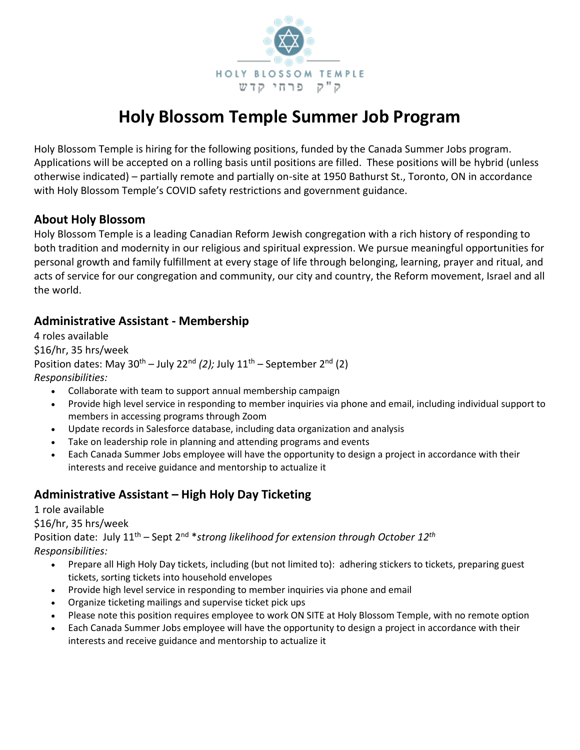HOLY BLOSSOM TEMPLE
ק"ק פרחי קדש

# Holy Blossom Temple Summer Job Program

Holy Blossom Temple is hiring for the following positions, funded by the Canada Summer Jobs program. Applications will be accepted on a rolling basis until positions are filled. These positions will be hybrid (unless otherwise indicated) – partially remote and partially on-site at 1950 Bathurst St., Toronto, ON in accordance with Holy Blossom Temple's COVID safety restrictions and government guidance.

## About Holy Blossom

Holy Blossom Temple is a leading Canadian Reform Jewish congregation with a rich history of responding to both tradition and modernity in our religious and spiritual expression. We pursue meaningful opportunities for personal growth and family fulfillment at every stage of life through belonging, learning, prayer and ritual, and acts of service for our congregation and community, our city and country, the Reform movement, Israel and all the world.

## Administrative Assistant - Membership

4 roles available
$16/hr, 35 hrs/week
Position dates: May 30th – July 22nd *(2);* July 11th – September 2nd (2)
*Responsibilities:*

- Collaborate with team to support annual membership campaign
- Provide high level service in responding to member inquiries via phone and email, including individual support to members in accessing programs through Zoom
- Update records in Salesforce database, including data organization and analysis
- Take on leadership role in planning and attending programs and events
- Each Canada Summer Jobs employee will have the opportunity to design a project in accordance with their interests and receive guidance and mentorship to actualize it

## Administrative Assistant – High Holy Day Ticketing

1 role available
$16/hr, 35 hrs/week
Position date: July 11th – Sept 2nd *\*strong likelihood for extension through October 12th*
*Responsibilities:*

- Prepare all High Holy Day tickets, including (but not limited to): adhering stickers to tickets, preparing guest tickets, sorting tickets into household envelopes
- Provide high level service in responding to member inquiries via phone and email
- Organize ticketing mailings and supervise ticket pick ups
- Please note this position requires employee to work ON SITE at Holy Blossom Temple, with no remote option
- Each Canada Summer Jobs employee will have the opportunity to design a project in accordance with their interests and receive guidance and mentorship to actualize it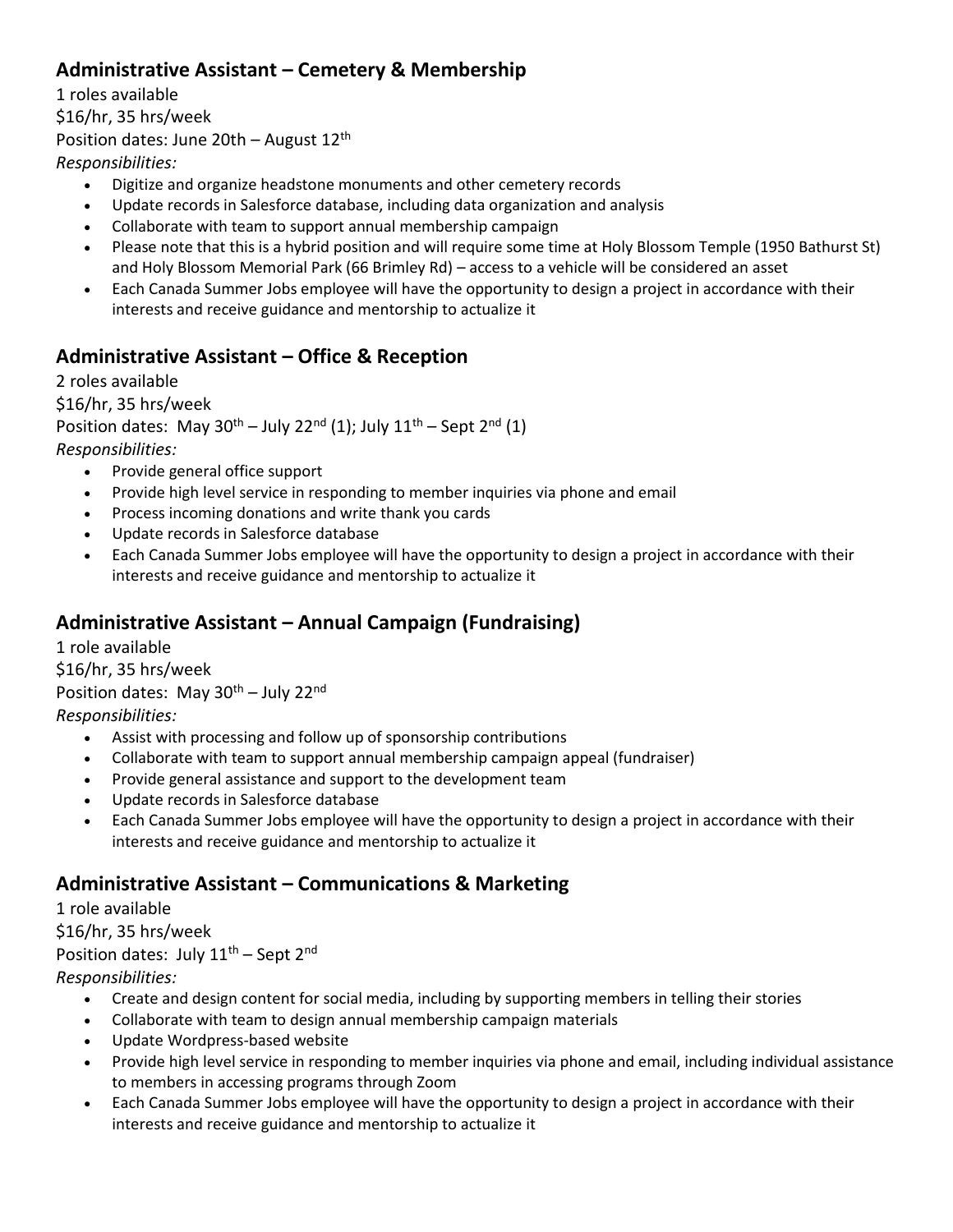## Administrative Assistant – Cemetery & Membership

1 roles available

$16/hr, 35 hrs/week

Position dates: June 20th – August 12th

*Responsibilities:*

- Digitize and organize headstone monuments and other cemetery records
- Update records in Salesforce database, including data organization and analysis
- Collaborate with team to support annual membership campaign
- Please note that this is a hybrid position and will require some time at Holy Blossom Temple (1950 Bathurst St) and Holy Blossom Memorial Park (66 Brimley Rd) – access to a vehicle will be considered an asset
- Each Canada Summer Jobs employee will have the opportunity to design a project in accordance with their interests and receive guidance and mentorship to actualize it

## Administrative Assistant – Office & Reception

2 roles available

$16/hr, 35 hrs/week

Position dates: May 30th – July 22nd (1); July 11th – Sept 2nd (1)

*Responsibilities:*

- Provide general office support
- Provide high level service in responding to member inquiries via phone and email
- Process incoming donations and write thank you cards
- Update records in Salesforce database
- Each Canada Summer Jobs employee will have the opportunity to design a project in accordance with their interests and receive guidance and mentorship to actualize it

## Administrative Assistant – Annual Campaign (Fundraising)

1 role available

$16/hr, 35 hrs/week

Position dates: May 30th – July 22nd

*Responsibilities:*

- Assist with processing and follow up of sponsorship contributions
- Collaborate with team to support annual membership campaign appeal (fundraiser)
- Provide general assistance and support to the development team
- Update records in Salesforce database
- Each Canada Summer Jobs employee will have the opportunity to design a project in accordance with their interests and receive guidance and mentorship to actualize it

## Administrative Assistant – Communications & Marketing

1 role available

$16/hr, 35 hrs/week

Position dates: July 11th – Sept 2nd

*Responsibilities:*

- Create and design content for social media, including by supporting members in telling their stories
- Collaborate with team to design annual membership campaign materials
- Update Wordpress-based website
- Provide high level service in responding to member inquiries via phone and email, including individual assistance to members in accessing programs through Zoom
- Each Canada Summer Jobs employee will have the opportunity to design a project in accordance with their interests and receive guidance and mentorship to actualize it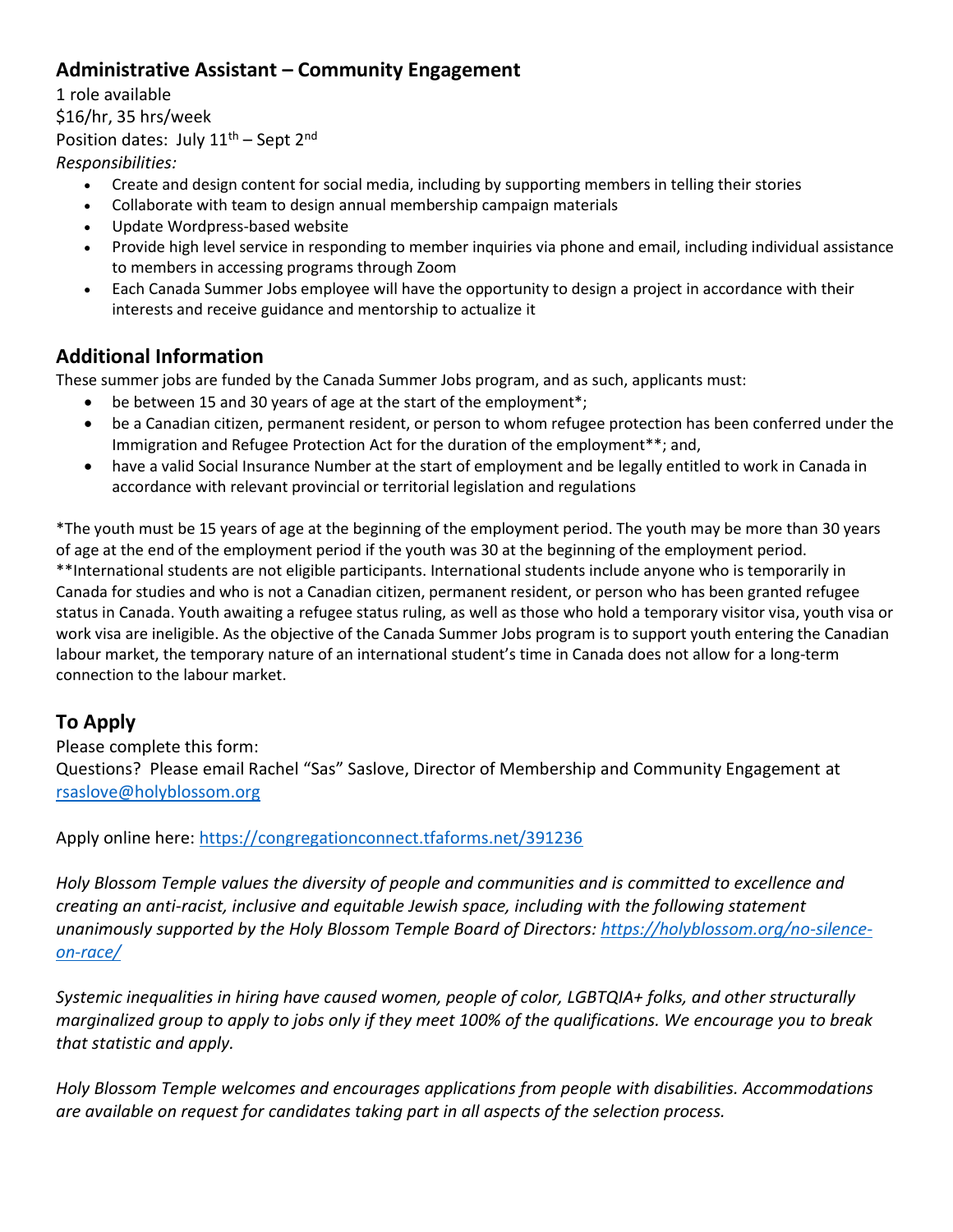## Administrative Assistant – Community Engagement

1 role available
$16/hr, 35 hrs/week
Position dates: July 11th – Sept 2nd

*Responsibilities:*

- Create and design content for social media, including by supporting members in telling their stories
- Collaborate with team to design annual membership campaign materials
- Update Wordpress-based website
- Provide high level service in responding to member inquiries via phone and email, including individual assistance to members in accessing programs through Zoom
- Each Canada Summer Jobs employee will have the opportunity to design a project in accordance with their interests and receive guidance and mentorship to actualize it

## Additional Information

These summer jobs are funded by the Canada Summer Jobs program, and as such, applicants must:

- be between 15 and 30 years of age at the start of the employment*;
- be a Canadian citizen, permanent resident, or person to whom refugee protection has been conferred under the Immigration and Refugee Protection Act for the duration of the employment**; and,
- have a valid Social Insurance Number at the start of employment and be legally entitled to work in Canada in accordance with relevant provincial or territorial legislation and regulations

*The youth must be 15 years of age at the beginning of the employment period. The youth may be more than 30 years of age at the end of the employment period if the youth was 30 at the beginning of the employment period.
**International students are not eligible participants. International students include anyone who is temporarily in Canada for studies and who is not a Canadian citizen, permanent resident, or person who has been granted refugee status in Canada. Youth awaiting a refugee status ruling, as well as those who hold a temporary visitor visa, youth visa or work visa are ineligible. As the objective of the Canada Summer Jobs program is to support youth entering the Canadian labour market, the temporary nature of an international student's time in Canada does not allow for a long-term connection to the labour market.

## To Apply

Please complete this form:
Questions? Please email Rachel "Sas" Saslove, Director of Membership and Community Engagement at rsaslove@holyblossom.org

Apply online here: https://congregationconnect.tfaforms.net/391236

*Holy Blossom Temple values the diversity of people and communities and is committed to excellence and creating an anti-racist, inclusive and equitable Jewish space, including with the following statement unanimously supported by the Holy Blossom Temple Board of Directors: https://holyblossom.org/no-silence-on-race/*

*Systemic inequalities in hiring have caused women, people of color, LGBTQIA+ folks, and other structurally marginalized group to apply to jobs only if they meet 100% of the qualifications. We encourage you to break that statistic and apply.*

*Holy Blossom Temple welcomes and encourages applications from people with disabilities. Accommodations are available on request for candidates taking part in all aspects of the selection process.*